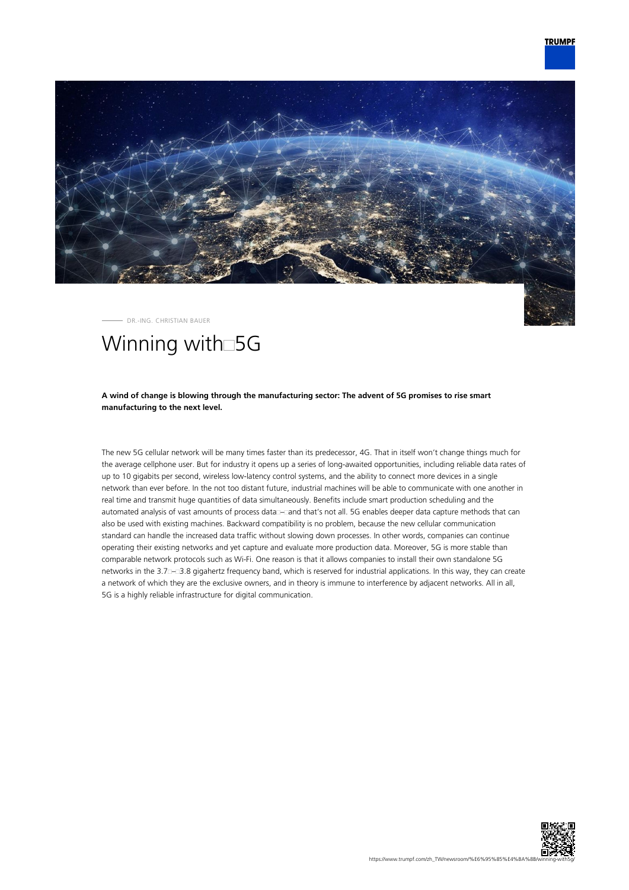DR.-ING. CHRISTIAN BAUER

# Winning with 5G

**A wind of change is blowing through the manufacturing sector: The advent of 5G promises to rise smart manufacturing to the next level.**

The new 5G cellular network will be many times faster than its predecessor, 4G. That in itself won't change things much for the average cellphone user. But for industry it opens up a series of long-awaited opportunities, including reliable data rates of up to 10 gigabits per second, wireless low-latency control systems, and the ability to connect more devices in a single network than ever before. In the not too distant future, industrial machines will be able to communicate with one another in real time and transmit huge quantities of data simultaneously. Benefits include smart production scheduling and the automated analysis of vast amounts of process data – and that's not all. 5G enables deeper data capture methods that can also be used with existing machines. Backward compatibility is no problem, because the new cellular communication standard can handle the increased data traffic without slowing down processes. In other words, companies can continue operating their existing networks and yet capture and evaluate more production data. Moreover, 5G is more stable than comparable network protocols such as Wi-Fi. One reason is that it allows companies to install their own standalone 5G networks in the 3.7 – 3.8 gigahertz frequency band, which is reserved for industrial applications. In this way, they can create a network of which they are the exclusive owners, and in theory is immune to interference by adjacent networks. All in all, 5G is a highly reliable infrastructure for digital communication.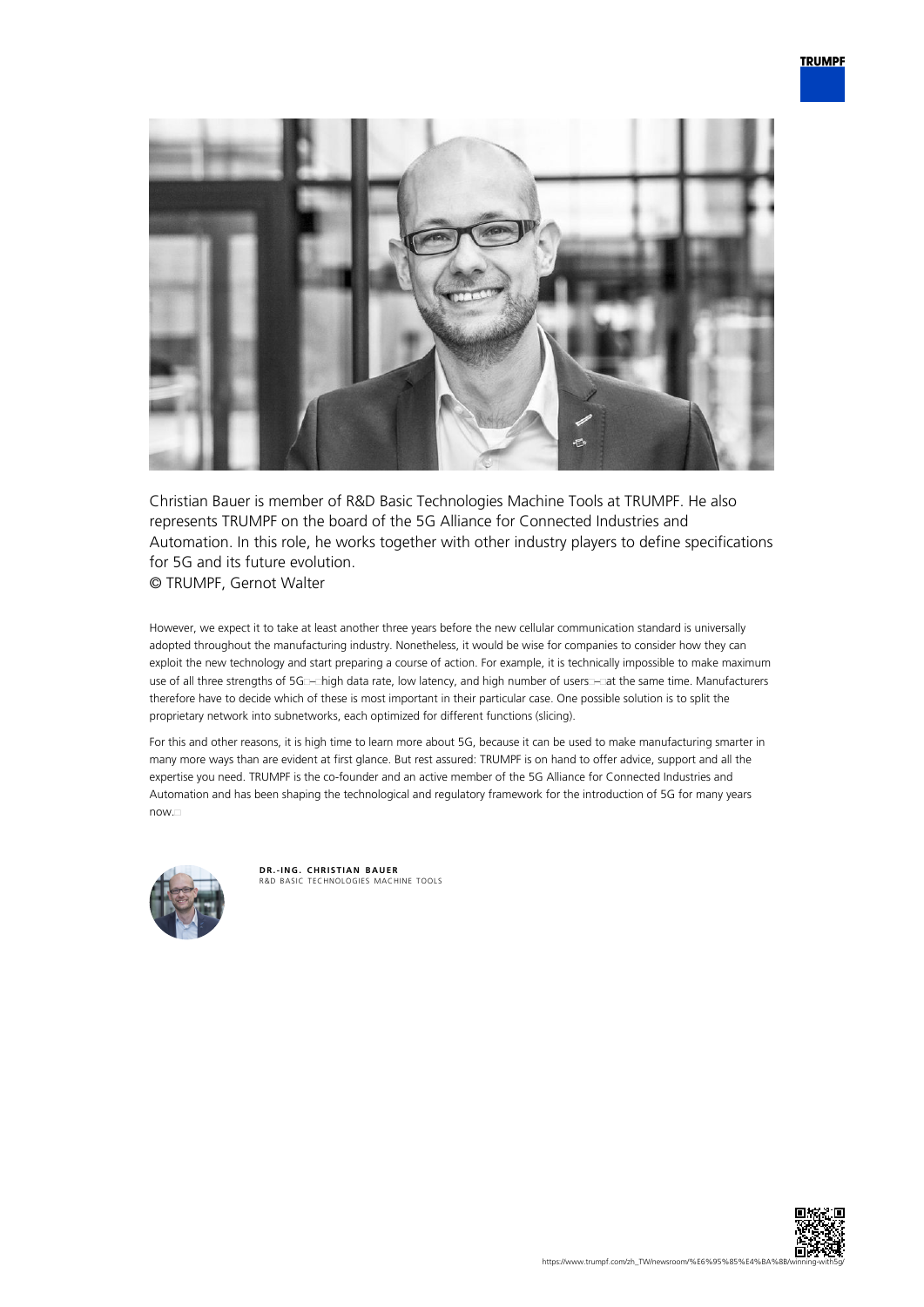Christian Bauer is member of R&D Basic Technologies Machine Tools at TRUMPF. He also represents TRUMPF on the board of the 5G Alliance for Connected Industries and Automation. In this role, he works together with other industry players to define specifications for 5G and its future evolution.
© TRUMPF, Gernot Walter

However, we expect it to take at least another three years before the new cellular communication standard is universally adopted throughout the manufacturing industry. Nonetheless, it would be wise for companies to consider how they can exploit the new technology and start preparing a course of action. For example, it is technically impossible to make maximum use of all three strengths of 5G – high data rate, low latency, and high number of users – at the same time. Manufacturers therefore have to decide which of these is most important in their particular case. One possible solution is to split the proprietary network into subnetworks, each optimized for different functions (slicing).

For this and other reasons, it is high time to learn more about 5G, because it can be used to make manufacturing smarter in many more ways than are evident at first glance. But rest assured: TRUMPF is on hand to offer advice, support and all the expertise you need. TRUMPF is the co-founder and an active member of the 5G Alliance for Connected Industries and Automation and has been shaping the technological and regulatory framework for the introduction of 5G for many years now.

**DR.-ING. CHRISTIAN BAUER**
R&D BASIC TECHNOLOGIES MACHINE TOOLS